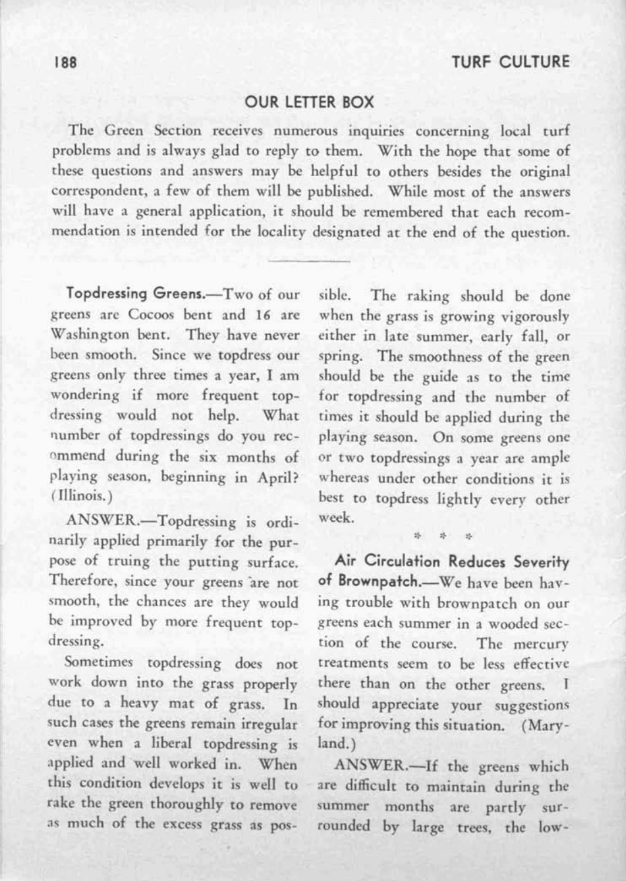## OUR LETTER BOX

The Green Section receives numerous inquiries concerning local turf problems and is always glad to reply to them. With the hope that some of these questions and answers may be helpful to others besides the original correspondent, a few of them will be published. While most of the answers will have a general application, it should be remembered that each recommendation is intended for the locality designated at the end of the question.

---

**Topdressing Greens.**—Two of our greens are Cocoos bent and 16 are Washington bent. They have never been smooth. Since we topdress our greens only three times a year, I am wondering if more frequent topdressing would not help. What number of topdressings do you recommend during the six months of playing season, beginning in April? (Illinois.)

ANSWER.—Topdressing is ordinarily applied primarily for the purpose of truing the putting surface. Therefore, since your greens are not smooth, the chances are they would be improved by more frequent topdressing.

Sometimes topdressing does not work down into the grass properly due to a heavy mat of grass. In such cases the greens remain irregular even when a liberal topdressing is applied and well worked in. When this condition develops it is well to rake the green thoroughly to remove as much of the excess grass as possible. The raking should be done when the grass is growing vigorously either in late summer, early fall, or spring. The smoothness of the green should be the guide as to the time for topdressing and the number of times it should be applied during the playing season. On some greens one or two topdressings a year are ample whereas under other conditions it is best to topdress lightly every other week.

\* \* \*

**Air Circulation Reduces Severity of Brownpatch.**—We have been having trouble with brownpatch on our greens each summer in a wooded section of the course. The mercury treatments seem to be less effective there than on the other greens. I should appreciate your suggestions for improving this situation. (Maryland.)

ANSWER.—If the greens which are difficult to maintain during the summer months are partly surrounded by large trees, the low-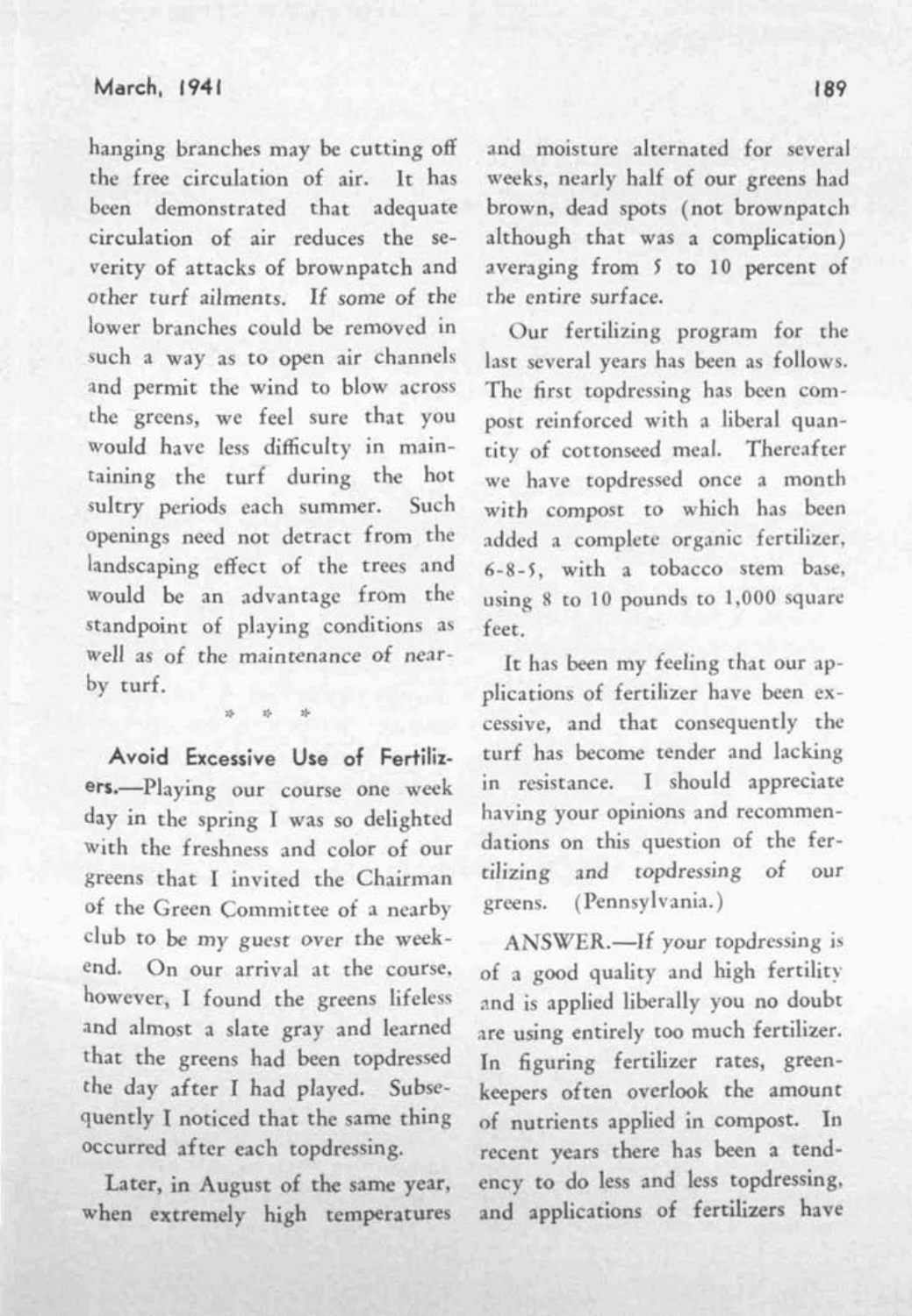hanging branches may be cutting off the free circulation of air. It has been demonstrated that adequate circulation of air reduces the severity of attacks of brownpatch and other turf ailments. If some of the lower branches could be removed in such a way as to open air channels and permit the wind to blow across the greens, we feel sure that you would have less difficulty in maintaining the turf during the hot sultry periods each summer. Such openings need not detract from the landscaping effect of the trees and would be an advantage from the standpoint of playing conditions as well as of the maintenance of nearby turf.

\* \* \*

**Avoid Excessive Use of Fertilizers.**—Playing our course one week day in the spring I was so delighted with the freshness and color of our greens that I invited the Chairman of the Green Committee of a nearby club to be my guest over the weekend. On our arrival at the course, however, I found the greens lifeless and almost a slate gray and learned that the greens had been topdressed the day after I had played. Subsequently I noticed that the same thing occurred after each topdressing.

Later, in August of the same year, when extremely high temperatures and moisture alternated for several weeks, nearly half of our greens had brown, dead spots (not brownpatch although that was a complication) averaging from 5 to 10 percent of the entire surface.

Our fertilizing program for the last several years has been as follows. The first topdressing has been compost reinforced with a liberal quantity of cottonseed meal. Thereafter we have topdressed once a month with compost to which has been added a complete organic fertilizer, 6-8-5, with a tobacco stem base, using 8 to 10 pounds to 1,000 square feet.

It has been my feeling that our applications of fertilizer have been excessive, and that consequently the turf has become tender and lacking in resistance. I should appreciate having your opinions and recommendations on this question of the fertilizing and topdressing of our greens. (Pennsylvania.)

ANSWER.—If your topdressing is of a good quality and high fertility and is applied liberally you no doubt are using entirely too much fertilizer. In figuring fertilizer rates, greenkeepers often overlook the amount of nutrients applied in compost. In recent years there has been a tendency to do less and less topdressing, and applications of fertilizers have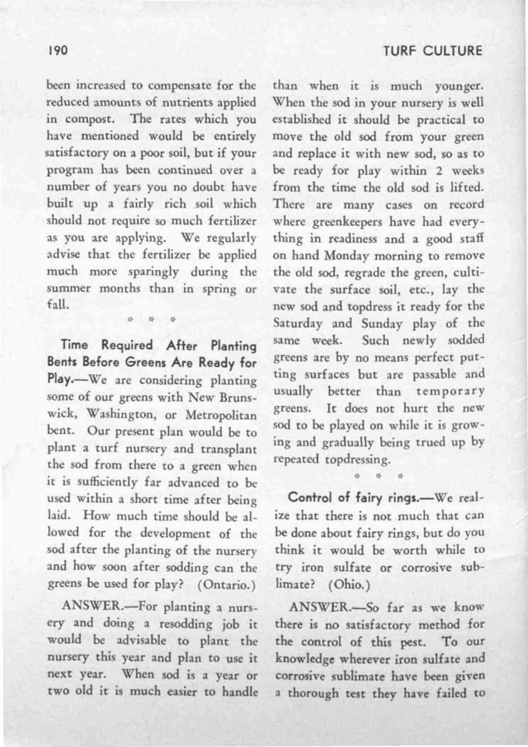been increased to compensate for the reduced amounts of nutrients applied in compost. The rates which you have mentioned would be entirely satisfactory on a poor soil, but if your program has been continued over a number of years you no doubt have built up a fairly rich soil which should not require so much fertilizer as you are applying. We regularly advise that the fertilizer be applied much more sparingly during the summer months than in spring or fall.

\* \* \*

**Time Required After Planting Bents Before Greens Are Ready for Play.**—We are considering planting some of our greens with New Brunswick, Washington, or Metropolitan bent. Our present plan would be to plant a turf nursery and transplant the sod from there to a green when it is sufficiently far advanced to be used within a short time after being laid. How much time should be allowed for the development of the sod after the planting of the nursery and how soon after sodding can the greens be used for play? (Ontario.)

ANSWER.—For planting a nursery and doing a resodding job it would be advisable to plant the nursery this year and plan to use it next year. When sod is a year or two old it is much easier to handle than when it is much younger. When the sod in your nursery is well established it should be practical to move the old sod from your green and replace it with new sod, so as to be ready for play within 2 weeks from the time the old sod is lifted. There are many cases on record where greenkeepers have had everything in readiness and a good staff on hand Monday morning to remove the old sod, regrade the green, cultivate the surface soil, etc., lay the new sod and topdress it ready for the Saturday and Sunday play of the same week. Such newly sodded greens are by no means perfect putting surfaces but are passable and usually better than temporary greens. It does not hurt the new sod to be played on while it is growing and gradually being trued up by repeated topdressing.

\* \* \*

**Control of fairy rings.**—We realize that there is not much that can be done about fairy rings, but do you think it would be worth while to try iron sulfate or corrosive sublimate? (Ohio.)

ANSWER.—So far as we know there is no satisfactory method for the control of this pest. To our knowledge wherever iron sulfate and corrosive sublimate have been given a thorough test they have failed to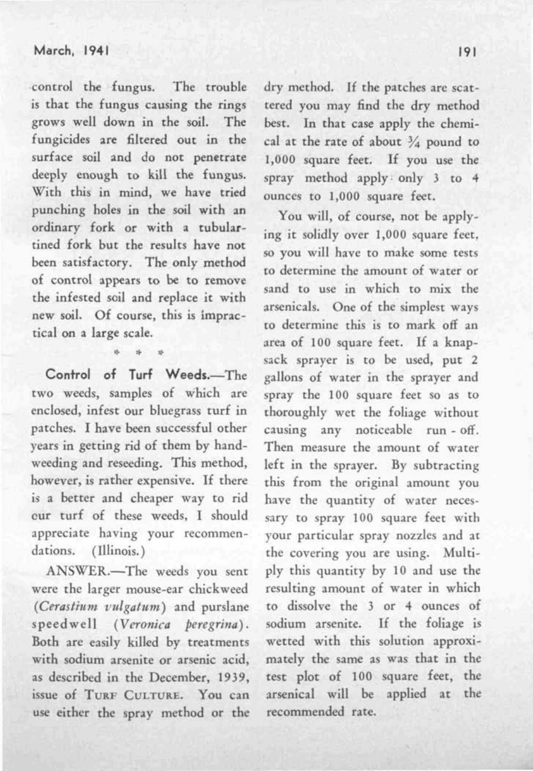control the fungus. The trouble is that the fungus causing the rings grows well down in the soil. The fungicides are filtered out in the surface soil and do not penetrate deeply enough to kill the fungus. With this in mind, we have tried punching holes in the soil with an ordinary fork or with a tubular-tined fork but the results have not been satisfactory. The only method of control appears to be to remove the infested soil and replace it with new soil. Of course, this is impractical on a large scale.

\* \* \*

**Control of Turf Weeds.**—The two weeds, samples of which are enclosed, infest our bluegrass turf in patches. I have been successful other years in getting rid of them by hand-weeding and reseeding. This method, however, is rather expensive. If there is a better and cheaper way to rid our turf of these weeds, I should appreciate having your recommendations. (Illinois.)

ANSWER.—The weeds you sent were the larger mouse-ear chickweed (*Cerastium vulgatum*) and purslane speedwell (*Veronica peregrina*). Both are easily killed by treatments with sodium arsenite or arsenic acid, as described in the December, 1939, issue of TURF CULTURE. You can use either the spray method or the dry method. If the patches are scattered you may find the dry method best. In that case apply the chemical at the rate of about ¾ pound to 1,000 square feet. If you use the spray method apply only 3 to 4 ounces to 1,000 square feet.

You will, of course, not be applying it solidly over 1,000 square feet, so you will have to make some tests to determine the amount of water or sand to use in which to mix the arsenicals. One of the simplest ways to determine this is to mark off an area of 100 square feet. If a knapsack sprayer is to be used, put 2 gallons of water in the sprayer and spray the 100 square feet so as to thoroughly wet the foliage without causing any noticeable run-off. Then measure the amount of water left in the sprayer. By subtracting this from the original amount you have the quantity of water necessary to spray 100 square feet with your particular spray nozzles and at the covering you are using. Multiply this quantity by 10 and use the resulting amount of water in which to dissolve the 3 or 4 ounces of sodium arsenite. If the foliage is wetted with this solution approximately the same as was that in the test plot of 100 square feet, the arsenical will be applied at the recommended rate.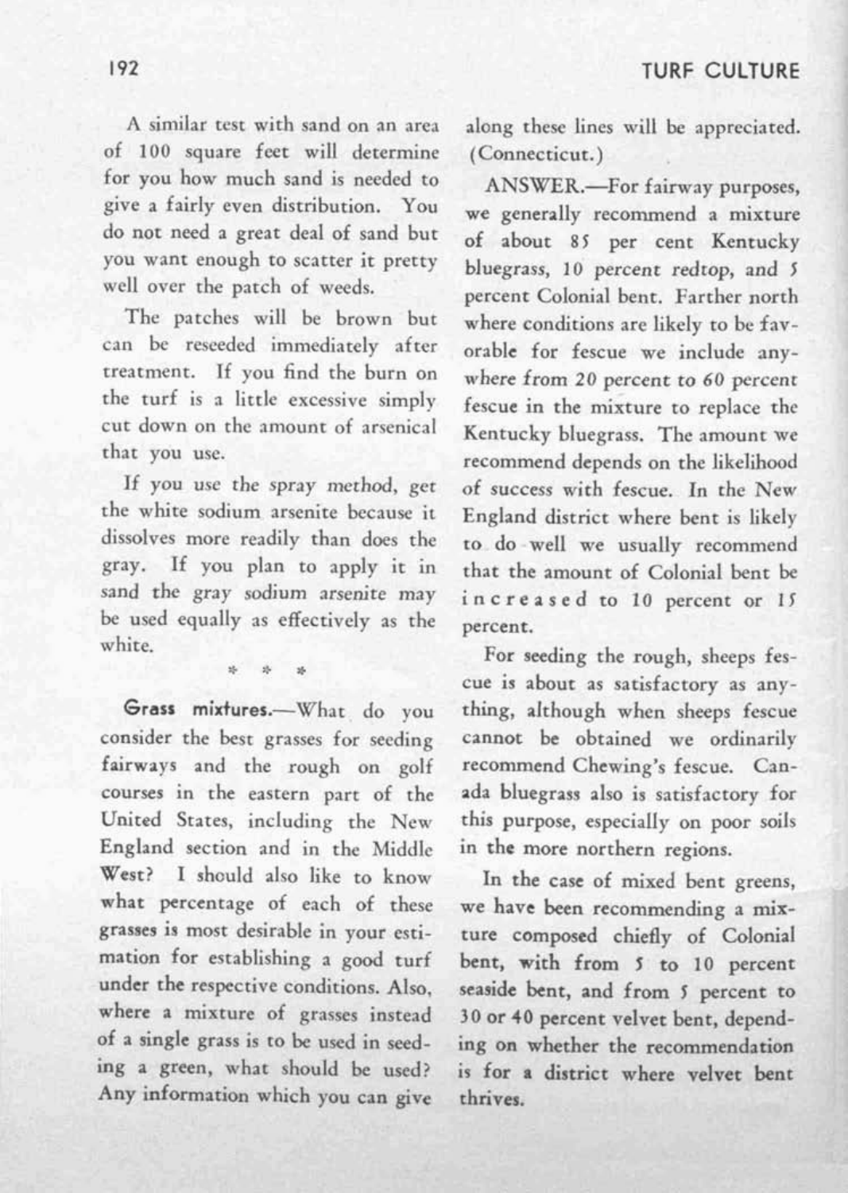A similar test with sand on an area of 100 square feet will determine for you how much sand is needed to give a fairly even distribution. You do not need a great deal of sand but you want enough to scatter it pretty well over the patch of weeds.

The patches will be brown but can be reseeded immediately after treatment. If you find the burn on the turf is a little excessive simply cut down on the amount of arsenical that you use.

If you use the spray method, get the white sodium arsenite because it dissolves more readily than does the gray. If you plan to apply it in sand the gray sodium arsenite may be used equally as effectively as the white.

\* \* \*

**Grass mixtures.**—What do you consider the best grasses for seeding fairways and the rough on golf courses in the eastern part of the United States, including the New England section and in the Middle West? I should also like to know what percentage of each of these grasses is most desirable in your estimation for establishing a good turf under the respective conditions. Also, where a mixture of grasses instead of a single grass is to be used in seeding a green, what should be used? Any information which you can give along these lines will be appreciated. (Connecticut.)

ANSWER.—For fairway purposes, we generally recommend a mixture of about 85 per cent Kentucky bluegrass, 10 percent redtop, and 5 percent Colonial bent. Farther north where conditions are likely to be favorable for fescue we include anywhere from 20 percent to 60 percent fescue in the mixture to replace the Kentucky bluegrass. The amount we recommend depends on the likelihood of success with fescue. In the New England district where bent is likely to do well we usually recommend that the amount of Colonial bent be increased to 10 percent or 15 percent.

For seeding the rough, sheeps fescue is about as satisfactory as anything, although when sheeps fescue cannot be obtained we ordinarily recommend Chewing's fescue. Canada bluegrass also is satisfactory for this purpose, especially on poor soils in the more northern regions.

In the case of mixed bent greens, we have been recommending a mixture composed chiefly of Colonial bent, with from 5 to 10 percent seaside bent, and from 5 percent to 30 or 40 percent velvet bent, depending on whether the recommendation is for a district where velvet bent thrives.